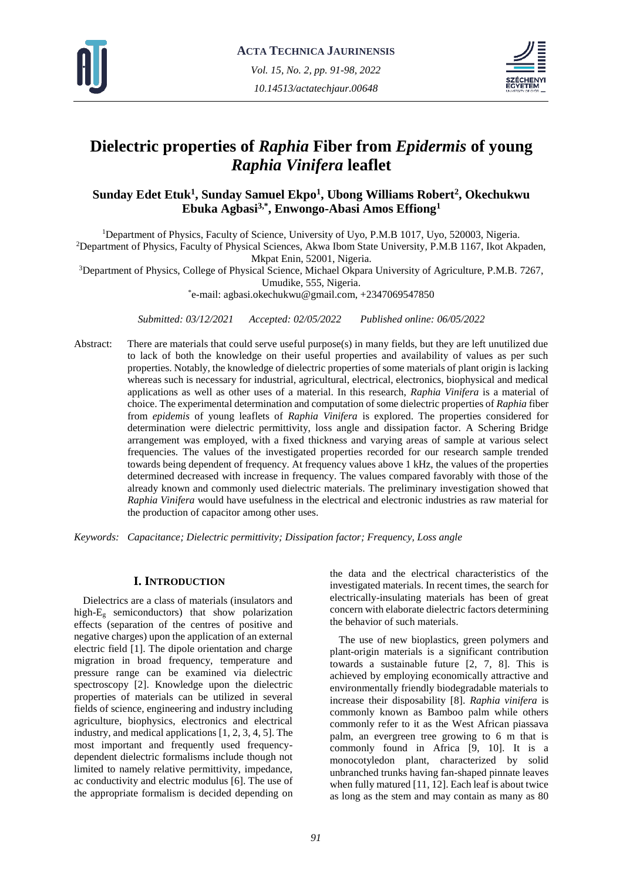# Dielectric properties of *Raphia* Fiber from *Epidermis* of young *Raphia Vinifera* leaflet

**Sunday Edet Etuk[1], Sunday Samuel Ekpo[1], Ubong Williams Robert[2], Okechukwu Ebuka Agbasi[3,*], Enwongo-Abasi Amos Effiong[1]**

[1]Department of Physics, Faculty of Science, University of Uyo, P.M.B 1017, Uyo, 520003, Nigeria.
[2]Department of Physics, Faculty of Physical Sciences, Akwa Ibom State University, P.M.B 1167, Ikot Akpaden, Mkpat Enin, 52001, Nigeria.
[3]Department of Physics, College of Physical Science, Michael Okpara University of Agriculture, P.M.B. 7267, Umudike, 555, Nigeria.
[*]e-mail: agbasi.okechukwu@gmail.com, +2347069547850

*Submitted: 03/12/2021 Accepted: 02/05/2022 Published online: 06/05/2022*

Abstract: There are materials that could serve useful purpose(s) in many fields, but they are left unutilized due to lack of both the knowledge on their useful properties and availability of values as per such properties. Notably, the knowledge of dielectric properties of some materials of plant origin is lacking whereas such is necessary for industrial, agricultural, electrical, electronics, biophysical and medical applications as well as other uses of a material. In this research, *Raphia Vinifera* is a material of choice. The experimental determination and computation of some dielectric properties of *Raphia* fiber from *epidemis* of young leaflets of *Raphia Vinifera* is explored. The properties considered for determination were dielectric permittivity, loss angle and dissipation factor. A Schering Bridge arrangement was employed, with a fixed thickness and varying areas of sample at various select frequencies. The values of the investigated properties recorded for our research sample trended towards being dependent of frequency. At frequency values above 1 kHz, the values of the properties determined decreased with increase in frequency. The values compared favorably with those of the already known and commonly used dielectric materials. The preliminary investigation showed that *Raphia Vinifera* would have usefulness in the electrical and electronic industries as raw material for the production of capacitor among other uses.

*Keywords: Capacitance; Dielectric permittivity; Dissipation factor; Frequency, Loss angle*

## I. Introduction

Dielectrics are a class of materials (insulators and high-$E_g$ semiconductors) that show polarization effects (separation of the centres of positive and negative charges) upon the application of an external electric field [1]. The dipole orientation and charge migration in broad frequency, temperature and pressure range can be examined via dielectric spectroscopy [2]. Knowledge upon the dielectric properties of materials can be utilized in several fields of science, engineering and industry including agriculture, biophysics, electronics and electrical industry, and medical applications [1, 2, 3, 4, 5]. The most important and frequently used frequency-dependent dielectric formalisms include though not limited to namely relative permittivity, impedance, ac conductivity and electric modulus [6]. The use of the appropriate formalism is decided depending on the data and the electrical characteristics of the investigated materials. In recent times, the search for electrically-insulating materials has been of great concern with elaborate dielectric factors determining the behavior of such materials.

The use of new bioplastics, green polymers and plant-origin materials is a significant contribution towards a sustainable future [2, 7, 8]. This is achieved by employing economically attractive and environmentally friendly biodegradable materials to increase their disposability [8]. *Raphia vinifera* is commonly known as Bamboo palm while others commonly refer to it as the West African piassava palm, an evergreen tree growing to 6 m that is commonly found in Africa [9, 10]. It is a monocotyledon plant, characterized by solid unbranched trunks having fan-shaped pinnate leaves when fully matured [11, 12]. Each leaf is about twice as long as the stem and may contain as many as 80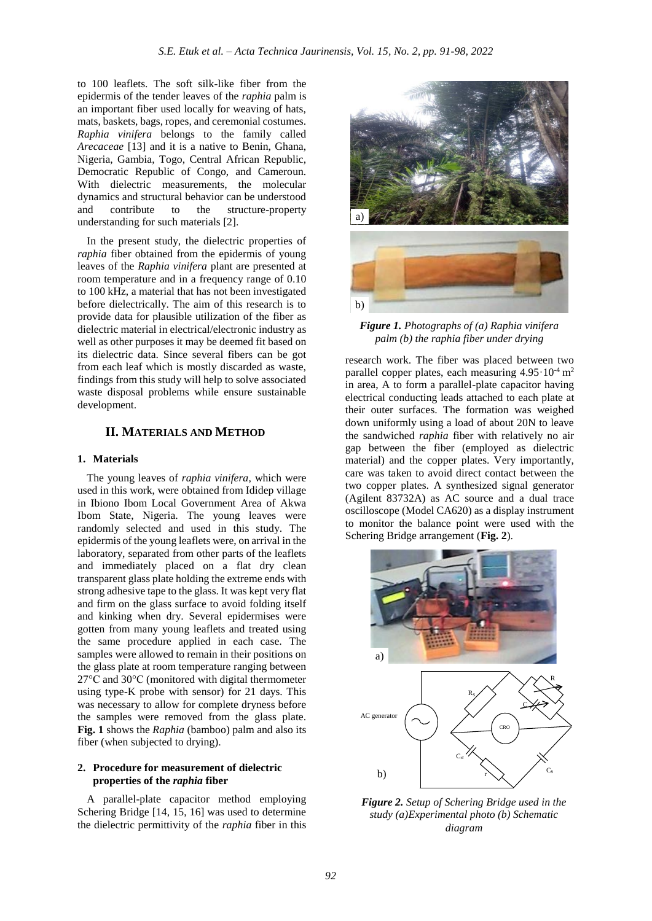to 100 leaflets. The soft silk-like fiber from the epidermis of the tender leaves of the *raphia* palm is an important fiber used locally for weaving of hats, mats, baskets, bags, ropes, and ceremonial costumes. *Raphia vinifera* belongs to the family called *Arecaceae* [13] and it is a native to Benin, Ghana, Nigeria, Gambia, Togo, Central African Republic, Democratic Republic of Congo, and Cameroun. With dielectric measurements, the molecular dynamics and structural behavior can be understood and contribute to the structure-property understanding for such materials [2].

In the present study, the dielectric properties of *raphia* fiber obtained from the epidermis of young leaves of the *Raphia vinifera* plant are presented at room temperature and in a frequency range of 0.10 to 100 kHz, a material that has not been investigated before dielectrically. The aim of this research is to provide data for plausible utilization of the fiber as dielectric material in electrical/electronic industry as well as other purposes it may be deemed fit based on its dielectric data. Since several fibers can be got from each leaf which is mostly discarded as waste, findings from this study will help to solve associated waste disposal problems while ensure sustainable development.

## II. Materials and Method

### 1. Materials

The young leaves of *raphia vinifera*, which were used in this work, were obtained from Ididep village in Ibiono Ibom Local Government Area of Akwa Ibom State, Nigeria. The young leaves were randomly selected and used in this study. The epidermis of the young leaflets were, on arrival in the laboratory, separated from other parts of the leaflets and immediately placed on a flat dry clean transparent glass plate holding the extreme ends with strong adhesive tape to the glass. It was kept very flat and firm on the glass surface to avoid folding itself and kinking when dry. Several epidermises were gotten from many young leaflets and treated using the same procedure applied in each case. The samples were allowed to remain in their positions on the glass plate at room temperature ranging between 27°C and 30°C (monitored with digital thermometer using type-K probe with sensor) for 21 days. This was necessary to allow for complete dryness before the samples were removed from the glass plate. **Fig. 1** shows the *Raphia* (bamboo) palm and also its fiber (when subjected to drying).

*Figure 1. Photographs of (a) Raphia vinifera palm (b) the raphia fiber under drying*

### 2. Procedure for measurement of dielectric properties of the *raphia* fiber

A parallel-plate capacitor method employing Schering Bridge [14, 15, 16] was used to determine the dielectric permittivity of the *raphia* fiber in this research work. The fiber was placed between two parallel copper plates, each measuring $4.95 \cdot 10^{-4}$ m$^2$ in area, A to form a parallel-plate capacitor having electrical conducting leads attached to each plate at their outer surfaces. The formation was weighed down uniformly using a load of about 20N to leave the sandwiched *raphia* fiber with relatively no air gap between the fiber (employed as dielectric material) and the copper plates. Very importantly, care was taken to avoid direct contact between the two copper plates. A synthesized signal generator (Agilent 83732A) as AC source and a dual trace oscilloscope (Model CA620) as a display instrument to monitor the balance point were used with the Schering Bridge arrangement (**Fig. 2**).

*Figure 2. Setup of Schering Bridge used in the study (a)Experimental photo (b) Schematic diagram*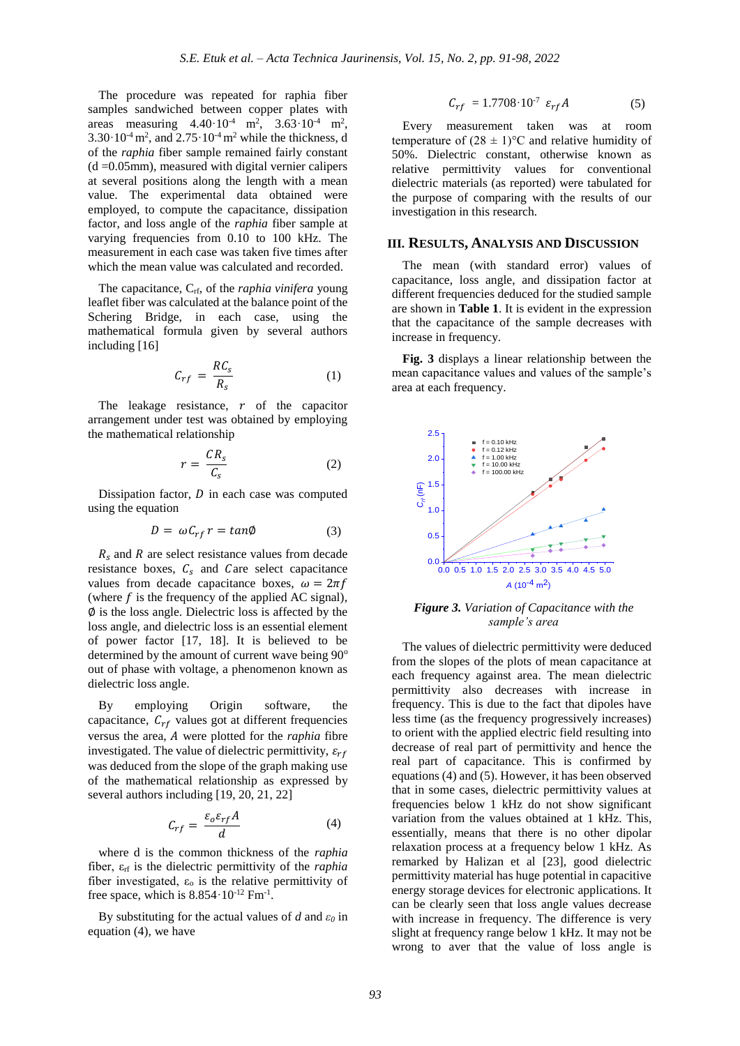The procedure was repeated for raphia fiber samples sandwiched between copper plates with areas measuring $4.40 \cdot 10^{-4}$ m$^2$, $3.63 \cdot 10^{-4}$ m$^2$, $3.30 \cdot 10^{-4}$ m$^2$, and $2.75 \cdot 10^{-4}$ m$^2$ while the thickness, d of the *raphia* fiber sample remained fairly constant (d =0.05mm), measured with digital vernier calipers at several positions along the length with a mean value. The experimental data obtained were employed, to compute the capacitance, dissipation factor, and loss angle of the *raphia* fiber sample at varying frequencies from 0.10 to 100 kHz. The measurement in each case was taken five times after which the mean value was calculated and recorded.

The capacitance, $C_{rf}$, of the *raphia vinifera* young leaflet fiber was calculated at the balance point of the Schering Bridge, in each case, using the mathematical formula given by several authors including [16]

$$C_{rf} = \frac{RC_s}{R_s} \quad (1)$$

The leakage resistance, $r$ of the capacitor arrangement under test was obtained by employing the mathematical relationship

$$r = \frac{CR_s}{C_s} \quad (2)$$

Dissipation factor, $D$ in each case was computed using the equation

$$D = \omega C_{rf} r = \tan\emptyset \quad (3)$$

$R_s$ and $R$ are select resistance values from decade resistance boxes, $C_s$ and $C$ are select capacitance values from decade capacitance boxes, $\omega = 2\pi f$ (where $f$ is the frequency of the applied AC signal), $\emptyset$ is the loss angle. Dielectric loss is affected by the loss angle, and dielectric loss is an essential element of power factor [17, 18]. It is believed to be determined by the amount of current wave being 90$^{o}$ out of phase with voltage, a phenomenon known as dielectric loss angle.

By employing Origin software, the capacitance, $C_{rf}$ values got at different frequencies versus the area, $A$ were plotted for the *raphia* fibre investigated. The value of dielectric permittivity, $\varepsilon_{rf}$ was deduced from the slope of the graph making use of the mathematical relationship as expressed by several authors including [19, 20, 21, 22]

$$C_{rf} = \frac{\varepsilon_o \varepsilon_{rf} A}{d} \quad (4)$$

where d is the common thickness of the *raphia* fiber, $\varepsilon_{rf}$ is the dielectric permittivity of the *raphia* fiber investigated, $\varepsilon_o$ is the relative permittivity of free space, which is $8.854 \cdot 10^{-12}$ Fm$^{-1}$.

By substituting for the actual values of *d* and $\varepsilon_0$ in equation (4), we have

$$C_{rf} = 1.7708 \cdot 10^{-7} \ \varepsilon_{rf} A \quad (5)$$

Every measurement taken was at room temperature of $(28 \pm 1)$°C and relative humidity of 50%. Dielectric constant, otherwise known as relative permittivity values for conventional dielectric materials (as reported) were tabulated for the purpose of comparing with the results of our investigation in this research.

## III. Results, Analysis and Discussion

The mean (with standard error) values of capacitance, loss angle, and dissipation factor at different frequencies deduced for the studied sample are shown in **Table 1**. It is evident in the expression that the capacitance of the sample decreases with increase in frequency.

**Fig. 3** displays a linear relationship between the mean capacitance values and values of the sample's area at each frequency.

***Figure 3.*** *Variation of Capacitance with the sample's area*

The values of dielectric permittivity were deduced from the slopes of the plots of mean capacitance at each frequency against area. The mean dielectric permittivity also decreases with increase in frequency. This is due to the fact that dipoles have less time (as the frequency progressively increases) to orient with the applied electric field resulting into decrease of real part of permittivity and hence the real part of capacitance. This is confirmed by equations (4) and (5). However, it has been observed that in some cases, dielectric permittivity values at frequencies below 1 kHz do not show significant variation from the values obtained at 1 kHz. This, essentially, means that there is no other dipolar relaxation process at a frequency below 1 kHz. As remarked by Halizan et al [23], good dielectric permittivity material has huge potential in capacitive energy storage devices for electronic applications. It can be clearly seen that loss angle values decrease with increase in frequency. The difference is very slight at frequency range below 1 kHz. It may not be wrong to aver that the value of loss angle is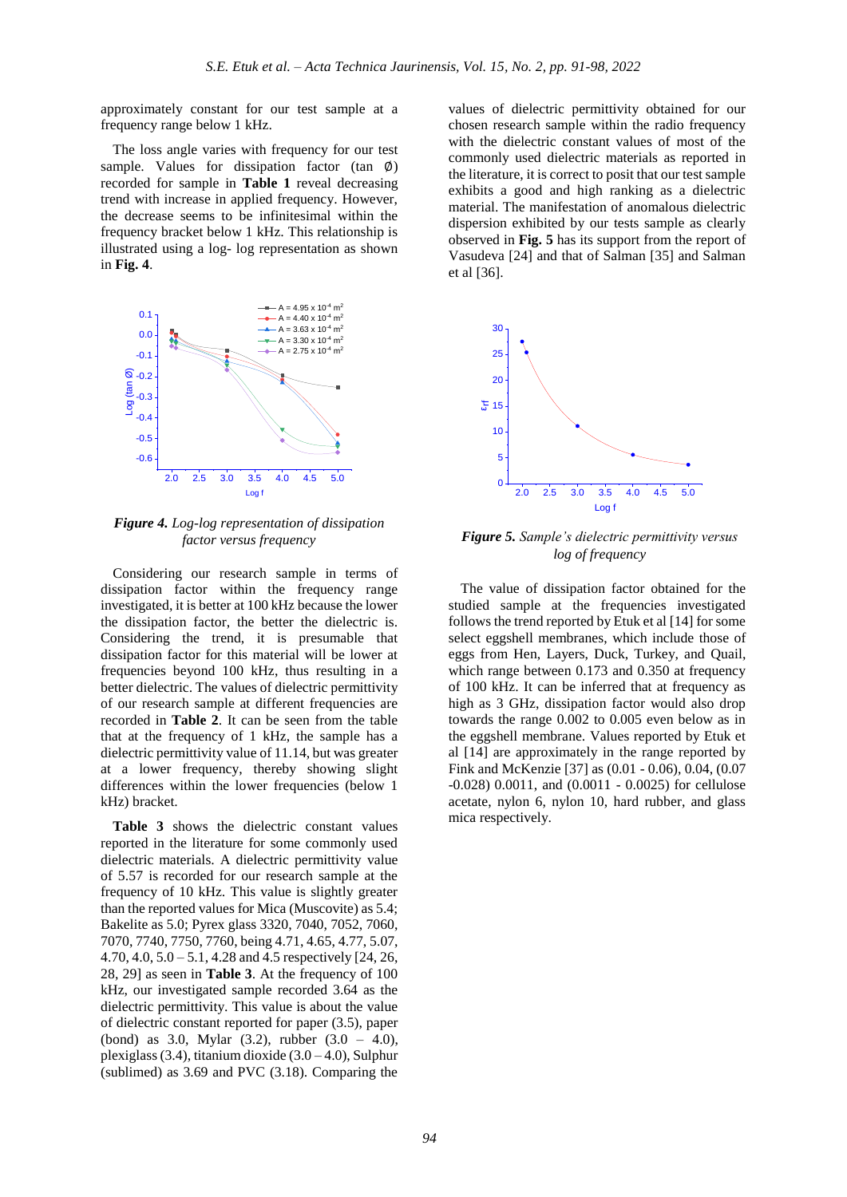approximately constant for our test sample at a frequency range below 1 kHz.

The loss angle varies with frequency for our test sample. Values for dissipation factor (tan ∅) recorded for sample in **Table 1** reveal decreasing trend with increase in applied frequency. However, the decrease seems to be infinitesimal within the frequency bracket below 1 kHz. This relationship is illustrated using a log- log representation as shown in **Fig. 4**.

***Figure 4.*** *Log-log representation of dissipation factor versus frequency*

Considering our research sample in terms of dissipation factor within the frequency range investigated, it is better at 100 kHz because the lower the dissipation factor, the better the dielectric is. Considering the trend, it is presumable that dissipation factor for this material will be lower at frequencies beyond 100 kHz, thus resulting in a better dielectric. The values of dielectric permittivity of our research sample at different frequencies are recorded in **Table 2**. It can be seen from the table that at the frequency of 1 kHz, the sample has a dielectric permittivity value of 11.14, but was greater at a lower frequency, thereby showing slight differences within the lower frequencies (below 1 kHz) bracket.

**Table 3** shows the dielectric constant values reported in the literature for some commonly used dielectric materials. A dielectric permittivity value of 5.57 is recorded for our research sample at the frequency of 10 kHz. This value is slightly greater than the reported values for Mica (Muscovite) as 5.4; Bakelite as 5.0; Pyrex glass 3320, 7040, 7052, 7060, 7070, 7740, 7750, 7760, being 4.71, 4.65, 4.77, 5.07, 4.70, 4.0, 5.0 – 5.1, 4.28 and 4.5 respectively [24, 26, 28, 29] as seen in **Table 3**. At the frequency of 100 kHz, our investigated sample recorded 3.64 as the dielectric permittivity. This value is about the value of dielectric constant reported for paper (3.5), paper (bond) as 3.0, Mylar (3.2), rubber (3.0 – 4.0), plexiglass (3.4), titanium dioxide (3.0 – 4.0), Sulphur (sublimed) as 3.69 and PVC (3.18). Comparing the values of dielectric permittivity obtained for our chosen research sample within the radio frequency with the dielectric constant values of most of the commonly used dielectric materials as reported in the literature, it is correct to posit that our test sample exhibits a good and high ranking as a dielectric material. The manifestation of anomalous dielectric dispersion exhibited by our tests sample as clearly observed in **Fig. 5** has its support from the report of Vasudeva [24] and that of Salman [35] and Salman et al [36].

***Figure 5.*** *Sample's dielectric permittivity versus log of frequency*

The value of dissipation factor obtained for the studied sample at the frequencies investigated follows the trend reported by Etuk et al [14] for some select eggshell membranes, which include those of eggs from Hen, Layers, Duck, Turkey, and Quail, which range between 0.173 and 0.350 at frequency of 100 kHz. It can be inferred that at frequency as high as 3 GHz, dissipation factor would also drop towards the range 0.002 to 0.005 even below as in the eggshell membrane. Values reported by Etuk et al [14] are approximately in the range reported by Fink and McKenzie [37] as (0.01 - 0.06), 0.04, (0.07 -0.028) 0.0011, and (0.0011 - 0.0025) for cellulose acetate, nylon 6, nylon 10, hard rubber, and glass mica respectively.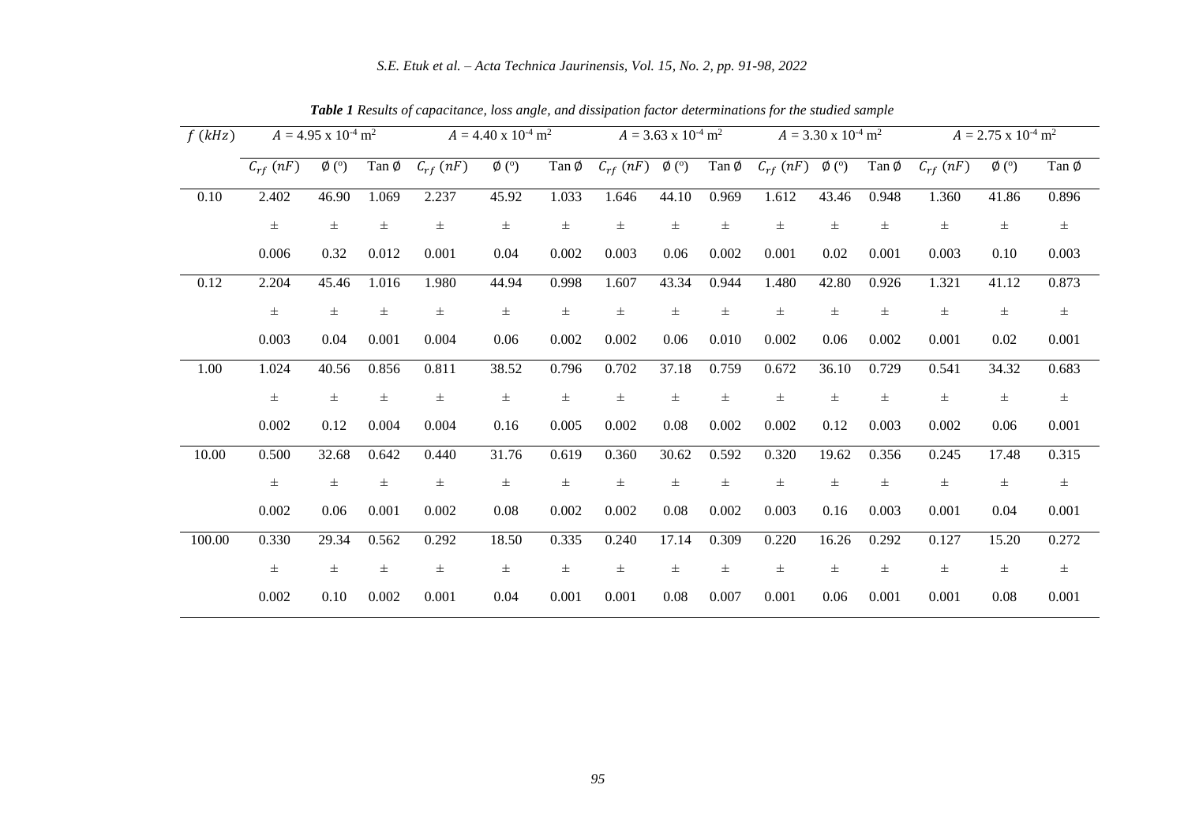**Table 1** *Results of capacitance, loss angle, and dissipation factor determinations for the studied sample*

| $f$ $(kHz)$ | $A = 4.95 \times 10^{-4}$ m$^2$ | | | $A = 4.40 \times 10^{-4}$ m$^2$ | | | $A = 3.63 \times 10^{-4}$ m$^2$ | | | $A = 3.30 \times 10^{-4}$ m$^2$ | | | $A = 2.75 \times 10^{-4}$ m$^2$ | | |
|---|---|---|---|---|---|---|---|---|---|---|---|---|---|---|---|
| | $C_{rf}$ $(nF)$ | $\emptyset$ (°) | Tan $\emptyset$ | $C_{rf}$ $(nF)$ | $\emptyset$ (°) | Tan $\emptyset$ | $C_{rf}$ $(nF)$ | $\emptyset$ (°) | Tan $\emptyset$ | $C_{rf}$ $(nF)$ | $\emptyset$ (°) | Tan $\emptyset$ | $C_{rf}$ $(nF)$ | $\emptyset$ (°) | Tan $\emptyset$ |
| 0.10 | 2.402 ± 0.006 | 46.90 ± 0.32 | 1.069 ± 0.012 | 2.237 ± 0.001 | 45.92 ± 0.04 | 1.033 ± 0.002 | 1.646 ± 0.003 | 44.10 ± 0.06 | 0.969 ± 0.002 | 1.612 ± 0.001 | 43.46 ± 0.02 | 0.948 ± 0.001 | 1.360 ± 0.003 | 41.86 ± 0.10 | 0.896 ± 0.003 |
| 0.12 | 2.204 ± 0.003 | 45.46 ± 0.04 | 1.016 ± 0.001 | 1.980 ± 0.004 | 44.94 ± 0.06 | 0.998 ± 0.002 | 1.607 ± 0.002 | 43.34 ± 0.06 | 0.944 ± 0.010 | 1.480 ± 0.002 | 42.80 ± 0.06 | 0.926 ± 0.002 | 1.321 ± 0.001 | 41.12 ± 0.02 | 0.873 ± 0.001 |
| 1.00 | 1.024 ± 0.002 | 40.56 ± 0.12 | 0.856 ± 0.004 | 0.811 ± 0.004 | 38.52 ± 0.16 | 0.796 ± 0.005 | 0.702 ± 0.002 | 37.18 ± 0.08 | 0.759 ± 0.002 | 0.672 ± 0.002 | 36.10 ± 0.12 | 0.729 ± 0.003 | 0.541 ± 0.002 | 34.32 ± 0.06 | 0.683 ± 0.001 |
| 10.00 | 0.500 ± 0.002 | 32.68 ± 0.06 | 0.642 ± 0.001 | 0.440 ± 0.002 | 31.76 ± 0.08 | 0.619 ± 0.002 | 0.360 ± 0.002 | 30.62 ± 0.08 | 0.592 ± 0.002 | 0.320 ± 0.003 | 19.62 ± 0.16 | 0.356 ± 0.003 | 0.245 ± 0.001 | 17.48 ± 0.04 | 0.315 ± 0.001 |
| 100.00 | 0.330 ± 0.002 | 29.34 ± 0.10 | 0.562 ± 0.002 | 0.292 ± 0.001 | 18.50 ± 0.04 | 0.335 ± 0.001 | 0.240 ± 0.001 | 17.14 ± 0.08 | 0.309 ± 0.007 | 0.220 ± 0.001 | 16.26 ± 0.06 | 0.292 ± 0.001 | 0.127 ± 0.001 | 15.20 ± 0.08 | 0.272 ± 0.001 |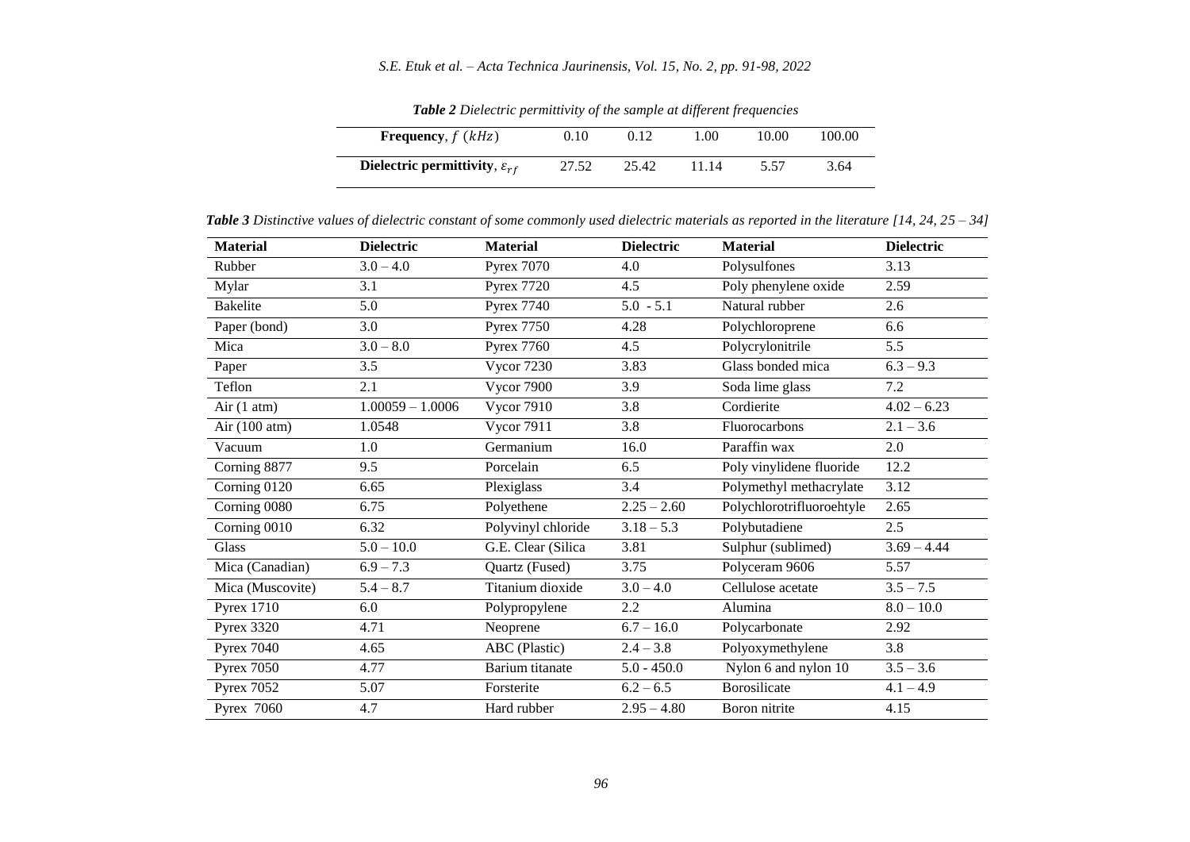***Table 2** Dielectric permittivity of the sample at different frequencies*

| **Frequency**, $f$ $(kHz)$ | 0.10 | 0.12 | 1.00 | 10.00 | 100.00 |
|---|---|---|---|---|---|
| **Dielectric permittivity**, $\varepsilon_{rf}$ | 27.52 | 25.42 | 11.14 | 5.57 | 3.64 |

***Table 3** Distinctive values of dielectric constant of some commonly used dielectric materials as reported in the literature [14, 24, 25 – 34]*

| **Material** | **Dielectric** | **Material** | **Dielectric** | **Material** | **Dielectric** |
|---|---|---|---|---|---|
| Rubber | 3.0 – 4.0 | Pyrex 7070 | 4.0 | Polysulfones | 3.13 |
| Mylar | 3.1 | Pyrex 7720 | 4.5 | Poly phenylene oxide | 2.59 |
| Bakelite | 5.0 | Pyrex 7740 | 5.0 - 5.1 | Natural rubber | 2.6 |
| Paper (bond) | 3.0 | Pyrex 7750 | 4.28 | Polychloroprene | 6.6 |
| Mica | 3.0 – 8.0 | Pyrex 7760 | 4.5 | Polycrylonitrile | 5.5 |
| Paper | 3.5 | Vycor 7230 | 3.83 | Glass bonded mica | 6.3 – 9.3 |
| Teflon | 2.1 | Vycor 7900 | 3.9 | Soda lime glass | 7.2 |
| Air (1 atm) | 1.00059 – 1.0006 | Vycor 7910 | 3.8 | Cordierite | 4.02 – 6.23 |
| Air (100 atm) | 1.0548 | Vycor 7911 | 3.8 | Fluorocarbons | 2.1 – 3.6 |
| Vacuum | 1.0 | Germanium | 16.0 | Paraffin wax | 2.0 |
| Corning 8877 | 9.5 | Porcelain | 6.5 | Poly vinylidene fluoride | 12.2 |
| Corning 0120 | 6.65 | Plexiglass | 3.4 | Polymethyl methacrylate | 3.12 |
| Corning 0080 | 6.75 | Polyethene | 2.25 – 2.60 | Polychlorotrifluoroehtyle | 2.65 |
| Corning 0010 | 6.32 | Polyvinyl chloride | 3.18 – 5.3 | Polybutadiene | 2.5 |
| Glass | 5.0 – 10.0 | G.E. Clear (Silica | 3.81 | Sulphur (sublimed) | 3.69 – 4.44 |
| Mica (Canadian) | 6.9 – 7.3 | Quartz (Fused) | 3.75 | Polyceram 9606 | 5.57 |
| Mica (Muscovite) | 5.4 – 8.7 | Titanium dioxide | 3.0 – 4.0 | Cellulose acetate | 3.5 – 7.5 |
| Pyrex 1710 | 6.0 | Polypropylene | 2.2 | Alumina | 8.0 – 10.0 |
| Pyrex 3320 | 4.71 | Neoprene | 6.7 – 16.0 | Polycarbonate | 2.92 |
| Pyrex 7040 | 4.65 | ABC (Plastic) | 2.4 – 3.8 | Polyoxymethylene | 3.8 |
| Pyrex 7050 | 4.77 | Barium titanate | 5.0 - 450.0 | Nylon 6 and nylon 10 | 3.5 – 3.6 |
| Pyrex 7052 | 5.07 | Forsterite | 6.2 – 6.5 | Borosilicate | 4.1 – 4.9 |
| Pyrex 7060 | 4.7 | Hard rubber | 2.95 – 4.80 | Boron nitrite | 4.15 |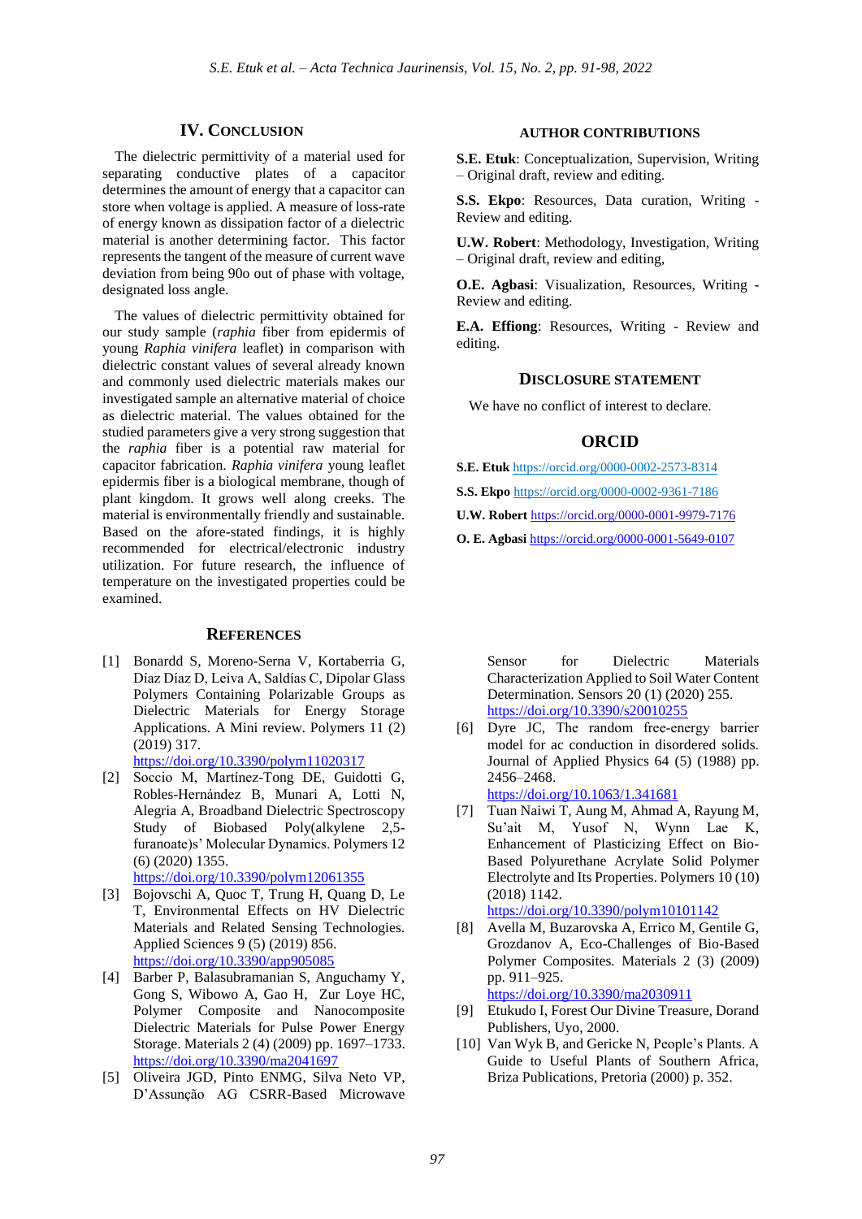## IV. Conclusion

The dielectric permittivity of a material used for separating conductive plates of a capacitor determines the amount of energy that a capacitor can store when voltage is applied. A measure of loss-rate of energy known as dissipation factor of a dielectric material is another determining factor. This factor represents the tangent of the measure of current wave deviation from being 90o out of phase with voltage, designated loss angle.

The values of dielectric permittivity obtained for our study sample (*raphia* fiber from epidermis of young *Raphia vinifera* leaflet) in comparison with dielectric constant values of several already known and commonly used dielectric materials makes our investigated sample an alternative material of choice as dielectric material. The values obtained for the studied parameters give a very strong suggestion that the *raphia* fiber is a potential raw material for capacitor fabrication. *Raphia vinifera* young leaflet epidermis fiber is a biological membrane, though of plant kingdom. It grows well along creeks. The material is environmentally friendly and sustainable. Based on the afore-stated findings, it is highly recommended for electrical/electronic industry utilization. For future research, the influence of temperature on the investigated properties could be examined.

## Author Contributions

**S.E. Etuk**: Conceptualization, Supervision, Writing – Original draft, review and editing.

**S.S. Ekpo**: Resources, Data curation, Writing - Review and editing.

**U.W. Robert**: Methodology, Investigation, Writing – Original draft, review and editing,

**O.E. Agbasi**: Visualization, Resources, Writing - Review and editing.

**E.A. Effiong**: Resources, Writing - Review and editing.

## Disclosure Statement

We have no conflict of interest to declare.

## ORCID

**S.E. Etuk** https://orcid.org/0000-0002-2573-8314

**S.S. Ekpo** https://orcid.org/0000-0002-9361-7186

**U.W. Robert** https://orcid.org/0000-0001-9979-7176

**O. E. Agbasi** https://orcid.org/0000-0001-5649-0107

## References

[1] Bonardd S, Moreno-Serna V, Kortaberria G, Díaz Díaz D, Leiva A, Saldías C, Dipolar Glass Polymers Containing Polarizable Groups as Dielectric Materials for Energy Storage Applications. A Mini review. Polymers 11 (2) (2019) 317. https://doi.org/10.3390/polym11020317

[2] Soccio M, Martínez-Tong DE, Guidotti G, Robles-Hernández B, Munari A, Lotti N, Alegria A, Broadband Dielectric Spectroscopy Study of Biobased Poly(alkylene 2,5-furanoate)s' Molecular Dynamics. Polymers 12 (6) (2020) 1355. https://doi.org/10.3390/polym12061355

[3] Bojovschi A, Quoc T, Trung H, Quang D, Le T, Environmental Effects on HV Dielectric Materials and Related Sensing Technologies. Applied Sciences 9 (5) (2019) 856. https://doi.org/10.3390/app905085

[4] Barber P, Balasubramanian S, Anguchamy Y, Gong S, Wibowo A, Gao H, Zur Loye HC, Polymer Composite and Nanocomposite Dielectric Materials for Pulse Power Energy Storage. Materials 2 (4) (2009) pp. 1697–1733. https://doi.org/10.3390/ma2041697

[5] Oliveira JGD, Pinto ENMG, Silva Neto VP, D'Assunção AG CSRR-Based Microwave Sensor for Dielectric Materials Characterization Applied to Soil Water Content Determination. Sensors 20 (1) (2020) 255. https://doi.org/10.3390/s20010255

[6] Dyre JC, The random free-energy barrier model for ac conduction in disordered solids. Journal of Applied Physics 64 (5) (1988) pp. 2456–2468. https://doi.org/10.1063/1.341681

[7] Tuan Naiwi T, Aung M, Ahmad A, Rayung M, Su'ait M, Yusof N, Wynn Lae K, Enhancement of Plasticizing Effect on Bio-Based Polyurethane Acrylate Solid Polymer Electrolyte and Its Properties. Polymers 10 (10) (2018) 1142. https://doi.org/10.3390/polym10101142

[8] Avella M, Buzarovska A, Errico M, Gentile G, Grozdanov A, Eco-Challenges of Bio-Based Polymer Composites. Materials 2 (3) (2009) pp. 911–925. https://doi.org/10.3390/ma2030911

[9] Etukudo I, Forest Our Divine Treasure, Dorand Publishers, Uyo, 2000.

[10] Van Wyk B, and Gericke N, People's Plants. A Guide to Useful Plants of Southern Africa, Briza Publications, Pretoria (2000) p. 352.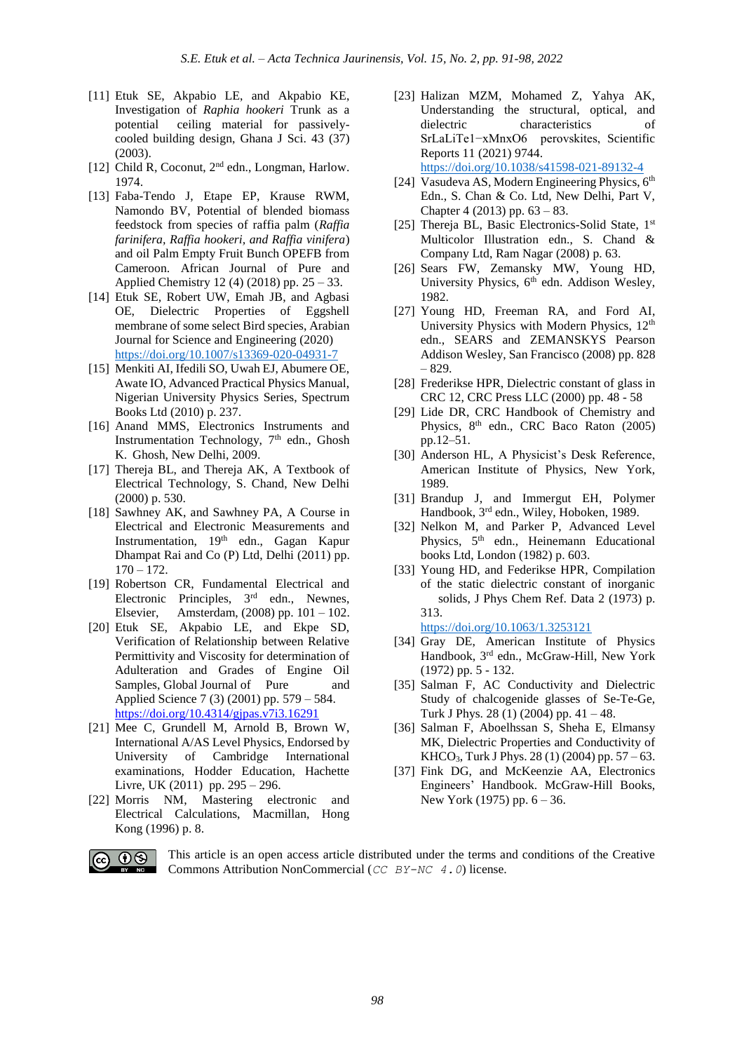[11] Etuk SE, Akpabio LE, and Akpabio KE, Investigation of *Raphia hookeri* Trunk as a potential ceiling material for passively-cooled building design, Ghana J Sci. 43 (37) (2003).

[12] Child R, Coconut, 2nd edn., Longman, Harlow. 1974.

[13] Faba-Tendo J, Etape EP, Krause RWM, Namondo BV, Potential of blended biomass feedstock from species of raffia palm (*Raffia farinifera, Raffia hookeri, and Raffia vinifera*) and oil Palm Empty Fruit Bunch OPEFB from Cameroon. African Journal of Pure and Applied Chemistry 12 (4) (2018) pp. 25 – 33.

[14] Etuk SE, Robert UW, Emah JB, and Agbasi OE, Dielectric Properties of Eggshell membrane of some select Bird species, Arabian Journal for Science and Engineering (2020) https://doi.org/10.1007/s13369-020-04931-7

[15] Menkiti AI, Ifedili SO, Uwah EJ, Abumere OE, Awate IO, Advanced Practical Physics Manual, Nigerian University Physics Series, Spectrum Books Ltd (2010) p. 237.

[16] Anand MMS, Electronics Instruments and Instrumentation Technology, 7th edn., Ghosh K. Ghosh, New Delhi, 2009.

[17] Thereja BL, and Thereja AK, A Textbook of Electrical Technology, S. Chand, New Delhi (2000) p. 530.

[18] Sawhney AK, and Sawhney PA, A Course in Electrical and Electronic Measurements and Instrumentation, 19th edn., Gagan Kapur Dhampat Rai and Co (P) Ltd, Delhi (2011) pp. 170 – 172.

[19] Robertson CR, Fundamental Electrical and Electronic Principles, 3rd edn., Newnes, Elsevier, Amsterdam, (2008) pp. 101 – 102.

[20] Etuk SE, Akpabio LE, and Ekpe SD, Verification of Relationship between Relative Permittivity and Viscosity for determination of Adulteration and Grades of Engine Oil Samples, Global Journal of Pure and Applied Science 7 (3) (2001) pp. 579 – 584. https://doi.org/10.4314/gjpas.v7i3.16291

[21] Mee C, Grundell M, Arnold B, Brown W, International A/AS Level Physics, Endorsed by University of Cambridge International examinations, Hodder Education, Hachette Livre, UK (2011) pp. 295 – 296.

[22] Morris NM, Mastering electronic and Electrical Calculations, Macmillan, Hong Kong (1996) p. 8.

[23] Halizan MZM, Mohamed Z, Yahya AK, Understanding the structural, optical, and dielectric characteristics of SrLaLiTe1−xMnxO6 perovskites, Scientific Reports 11 (2021) 9744. https://doi.org/10.1038/s41598-021-89132-4

[24] Vasudeva AS, Modern Engineering Physics, 6th Edn., S. Chan & Co. Ltd, New Delhi, Part V, Chapter 4 (2013) pp. 63 – 83.

[25] Thereja BL, Basic Electronics-Solid State, 1st Multicolor Illustration edn., S. Chand & Company Ltd, Ram Nagar (2008) p. 63.

[26] Sears FW, Zemansky MW, Young HD, University Physics, 6th edn. Addison Wesley, 1982.

[27] Young HD, Freeman RA, and Ford AI, University Physics with Modern Physics, 12th edn., SEARS and ZEMANSKYS Pearson Addison Wesley, San Francisco (2008) pp. 828 – 829.

[28] Frederikse HPR, Dielectric constant of glass in CRC 12, CRC Press LLC (2000) pp. 48 - 58

[29] Lide DR, CRC Handbook of Chemistry and Physics, 8th edn., CRC Baco Raton (2005) pp.12–51.

[30] Anderson HL, A Physicist's Desk Reference, American Institute of Physics, New York, 1989.

[31] Brandup J, and Immergut EH, Polymer Handbook, 3rd edn., Wiley, Hoboken, 1989.

[32] Nelkon M, and Parker P, Advanced Level Physics, 5th edn., Heinemann Educational books Ltd, London (1982) p. 603.

[33] Young HD, and Federikse HPR, Compilation of the static dielectric constant of inorganic solids, J Phys Chem Ref. Data 2 (1973) p. 313. https://doi.org/10.1063/1.3253121

[34] Gray DE, American Institute of Physics Handbook, 3rd edn., McGraw-Hill, New York (1972) pp. 5 - 132.

[35] Salman F, AC Conductivity and Dielectric Study of chalcogenide glasses of Se-Te-Ge, Turk J Phys. 28 (1) (2004) pp. 41 – 48.

[36] Salman F, Aboelhssan S, Sheha E, Elmansy MK, Dielectric Properties and Conductivity of $KHCO_3$, Turk J Phys. 28 (1) (2004) pp. 57 – 63.

[37] Fink DG, and McKeenzie AA, Electronics Engineers' Handbook. McGraw-Hill Books, New York (1975) pp. 6 – 36.

This article is an open access article distributed under the terms and conditions of the Creative Commons Attribution NonCommercial (CC BY-NC 4.0) license.